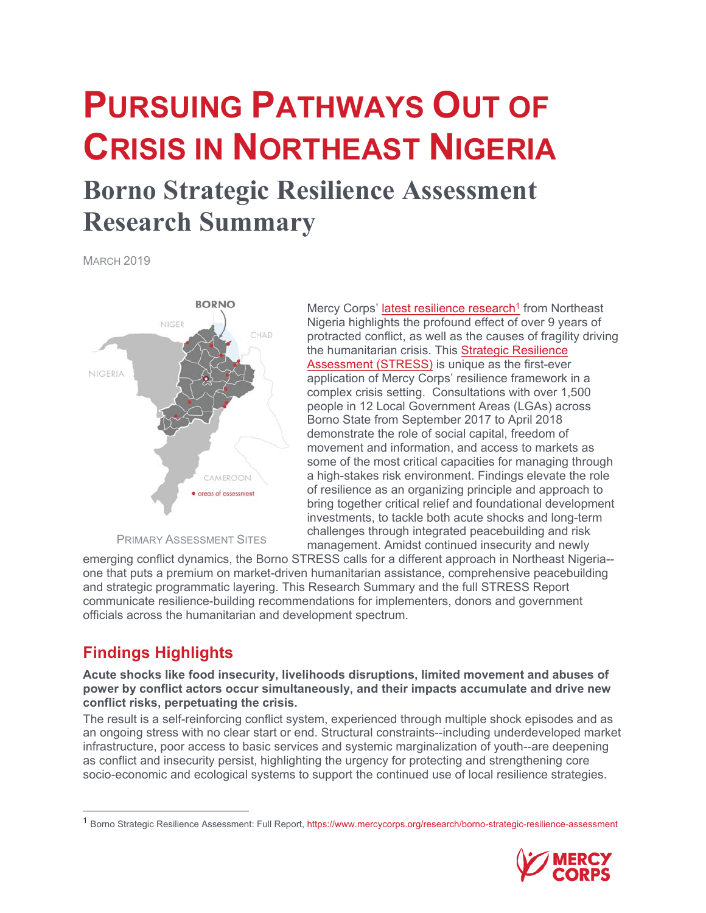# PURSUING PATHWAYS OUT OF CRISIS IN NORTHEAST NIGERIA

## Borno Strategic Resilience Assessment Research Summary

MARCH 2019

PRIMARY ASSESSMENT SITES

Mercy Corps' latest resilience research[1] from Northeast Nigeria highlights the profound effect of over 9 years of protracted conflict, as well as the causes of fragility driving the humanitarian crisis. This Strategic Resilience Assessment (STRESS) is unique as the first-ever application of Mercy Corps' resilience framework in a complex crisis setting. Consultations with over 1,500 people in 12 Local Government Areas (LGAs) across Borno State from September 2017 to April 2018 demonstrate the role of social capital, freedom of movement and information, and access to markets as some of the most critical capacities for managing through a high-stakes risk environment. Findings elevate the role of resilience as an organizing principle and approach to bring together critical relief and foundational development investments, to tackle both acute shocks and long-term challenges through integrated peacebuilding and risk management. Amidst continued insecurity and newly emerging conflict dynamics, the Borno STRESS calls for a different approach in Northeast Nigeria--one that puts a premium on market-driven humanitarian assistance, comprehensive peacebuilding and strategic programmatic layering. This Research Summary and the full STRESS Report communicate resilience-building recommendations for implementers, donors and government officials across the humanitarian and development spectrum.

## Findings Highlights

**Acute shocks like food insecurity, livelihoods disruptions, limited movement and abuses of power by conflict actors occur simultaneously, and their impacts accumulate and drive new conflict risks, perpetuating the crisis.**

The result is a self-reinforcing conflict system, experienced through multiple shock episodes and as an ongoing stress with no clear start or end. Structural constraints--including underdeveloped market infrastructure, poor access to basic services and systemic marginalization of youth--are deepening as conflict and insecurity persist, highlighting the urgency for protecting and strengthening core socio-economic and ecological systems to support the continued use of local resilience strategies.

[1] Borno Strategic Resilience Assessment: Full Report, https://www.mercycorps.org/research/borno-strategic-resilience-assessment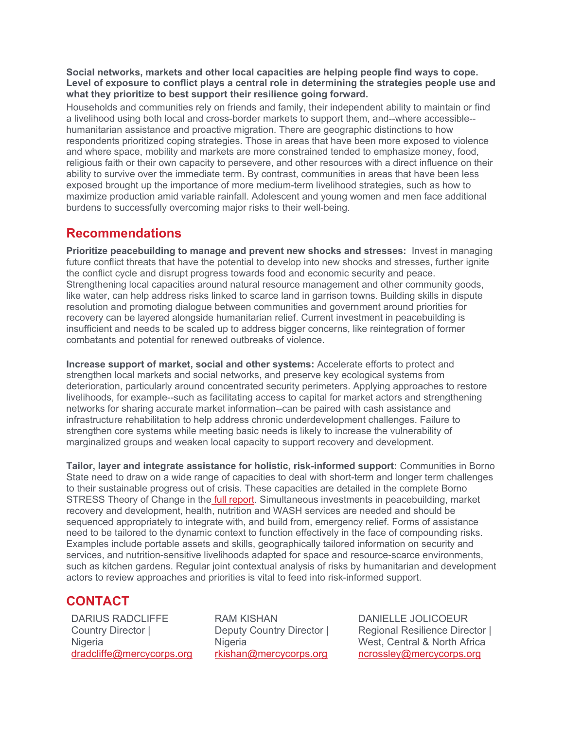**Social networks, markets and other local capacities are helping people find ways to cope. Level of exposure to conflict plays a central role in determining the strategies people use and what they prioritize to best support their resilience going forward.**

Households and communities rely on friends and family, their independent ability to maintain or find a livelihood using both local and cross-border markets to support them, and--where accessible--humanitarian assistance and proactive migration. There are geographic distinctions to how respondents prioritized coping strategies. Those in areas that have been more exposed to violence and where space, mobility and markets are more constrained tended to emphasize money, food, religious faith or their own capacity to persevere, and other resources with a direct influence on their ability to survive over the immediate term. By contrast, communities in areas that have been less exposed brought up the importance of more medium-term livelihood strategies, such as how to maximize production amid variable rainfall. Adolescent and young women and men face additional burdens to successfully overcoming major risks to their well-being.

## Recommendations

**Prioritize peacebuilding to manage and prevent new shocks and stresses:** Invest in managing future conflict threats that have the potential to develop into new shocks and stresses, further ignite the conflict cycle and disrupt progress towards food and economic security and peace. Strengthening local capacities around natural resource management and other community goods, like water, can help address risks linked to scarce land in garrison towns. Building skills in dispute resolution and promoting dialogue between communities and government around priorities for recovery can be layered alongside humanitarian relief. Current investment in peacebuilding is insufficient and needs to be scaled up to address bigger concerns, like reintegration of former combatants and potential for renewed outbreaks of violence.

**Increase support of market, social and other systems:** Accelerate efforts to protect and strengthen local markets and social networks, and preserve key ecological systems from deterioration, particularly around concentrated security perimeters. Applying approaches to restore livelihoods, for example--such as facilitating access to capital for market actors and strengthening networks for sharing accurate market information--can be paired with cash assistance and infrastructure rehabilitation to help address chronic underdevelopment challenges. Failure to strengthen core systems while meeting basic needs is likely to increase the vulnerability of marginalized groups and weaken local capacity to support recovery and development.

**Tailor, layer and integrate assistance for holistic, risk-informed support:** Communities in Borno State need to draw on a wide range of capacities to deal with short-term and longer term challenges to their sustainable progress out of crisis. These capacities are detailed in the complete Borno STRESS Theory of Change in the full report. Simultaneous investments in peacebuilding, market recovery and development, health, nutrition and WASH services are needed and should be sequenced appropriately to integrate with, and build from, emergency relief. Forms of assistance need to be tailored to the dynamic context to function effectively in the face of compounding risks. Examples include portable assets and skills, geographically tailored information on security and services, and nutrition-sensitive livelihoods adapted for space and resource-scarce environments, such as kitchen gardens. Regular joint contextual analysis of risks by humanitarian and development actors to review approaches and priorities is vital to feed into risk-informed support.

## CONTACT

DARIUS RADCLIFFE
Country Director | Nigeria
dradcliffe@mercycorps.org

RAM KISHAN
Deputy Country Director | Nigeria
rkishan@mercycorps.org

DANIELLE JOLICOEUR
Regional Resilience Director | West, Central & North Africa
ncrossley@mercycorps.org